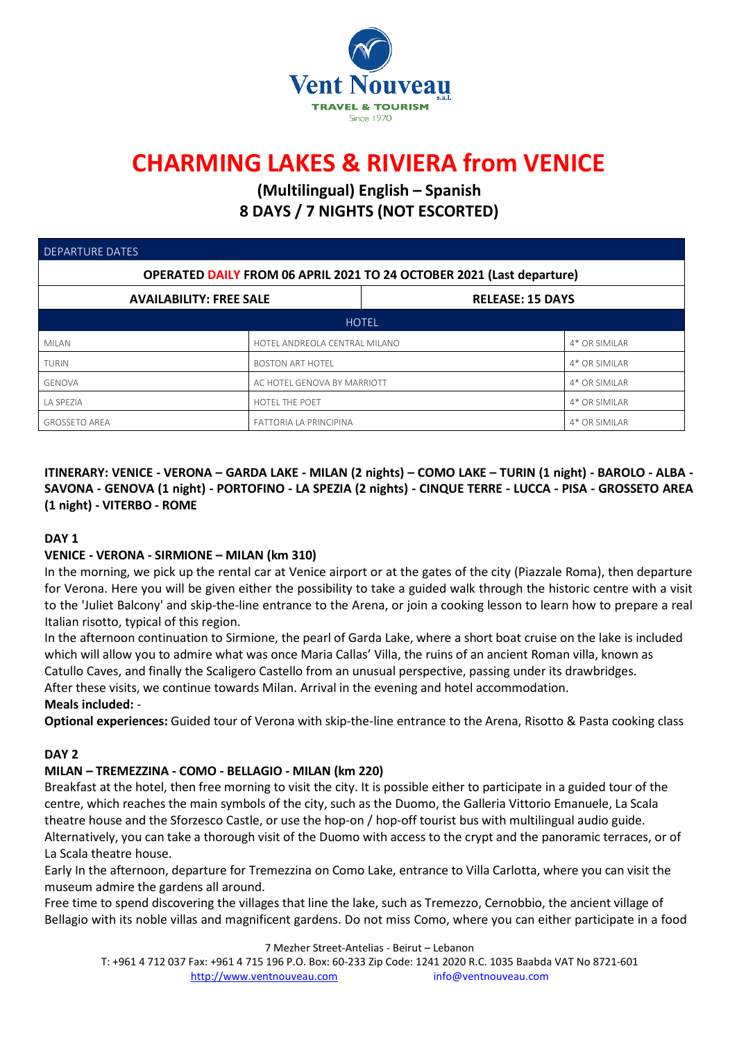# CHARMING LAKES & RIVIERA from VENICE

## (Multilingual) English – Spanish
## 8 DAYS / 7 NIGHTS (NOT ESCORTED)

| DEPARTURE DATES | | |
|---|---|---|
| **OPERATED DAILY FROM 06 APRIL 2021 TO 24 OCTOBER 2021 (Last departure)** | | |
| **AVAILABILITY: FREE SALE** | **RELEASE: 15 DAYS** | |
| HOTEL | | |
| MILAN | HOTEL ANDREOLA CENTRAL MILANO | 4* OR SIMILAR |
| TURIN | BOSTON ART HOTEL | 4* OR SIMILAR |
| GENOVA | AC HOTEL GENOVA BY MARRIOTT | 4* OR SIMILAR |
| LA SPEZIA | HOTEL THE POET | 4* OR SIMILAR |
| GROSSETO AREA | FATTORIA LA PRINCIPINA | 4* OR SIMILAR |

**ITINERARY: VENICE - VERONA – GARDA LAKE - MILAN (2 nights) – COMO LAKE – TURIN (1 night) - BAROLO - ALBA - SAVONA - GENOVA (1 night) - PORTOFINO - LA SPEZIA (2 nights) - CINQUE TERRE - LUCCA - PISA - GROSSETO AREA (1 night) - VITERBO - ROME**

**DAY 1**

**VENICE - VERONA - SIRMIONE – MILAN (km 310)**

In the morning, we pick up the rental car at Venice airport or at the gates of the city (Piazzale Roma), then departure for Verona. Here you will be given either the possibility to take a guided walk through the historic centre with a visit to the 'Juliet Balcony' and skip-the-line entrance to the Arena, or join a cooking lesson to learn how to prepare a real Italian risotto, typical of this region.

In the afternoon continuation to Sirmione, the pearl of Garda Lake, where a short boat cruise on the lake is included which will allow you to admire what was once Maria Callas' Villa, the ruins of an ancient Roman villa, known as Catullo Caves, and finally the Scaligero Castello from an unusual perspective, passing under its drawbridges.

After these visits, we continue towards Milan. Arrival in the evening and hotel accommodation.

**Meals included:** -

**Optional experiences:** Guided tour of Verona with skip-the-line entrance to the Arena, Risotto & Pasta cooking class

**DAY 2**

**MILAN – TREMEZZINA - COMO - BELLAGIO - MILAN (km 220)**

Breakfast at the hotel, then free morning to visit the city. It is possible either to participate in a guided tour of the centre, which reaches the main symbols of the city, such as the Duomo, the Galleria Vittorio Emanuele, La Scala theatre house and the Sforzesco Castle, or use the hop-on / hop-off tourist bus with multilingual audio guide. Alternatively, you can take a thorough visit of the Duomo with access to the crypt and the panoramic terraces, or of La Scala theatre house.

Early In the afternoon, departure for Tremezzina on Como Lake, entrance to Villa Carlotta, where you can visit the museum admire the gardens all around.

Free time to spend discovering the villages that line the lake, such as Tremezzo, Cernobbio, the ancient village of Bellagio with its noble villas and magnificent gardens. Do not miss Como, where you can either participate in a food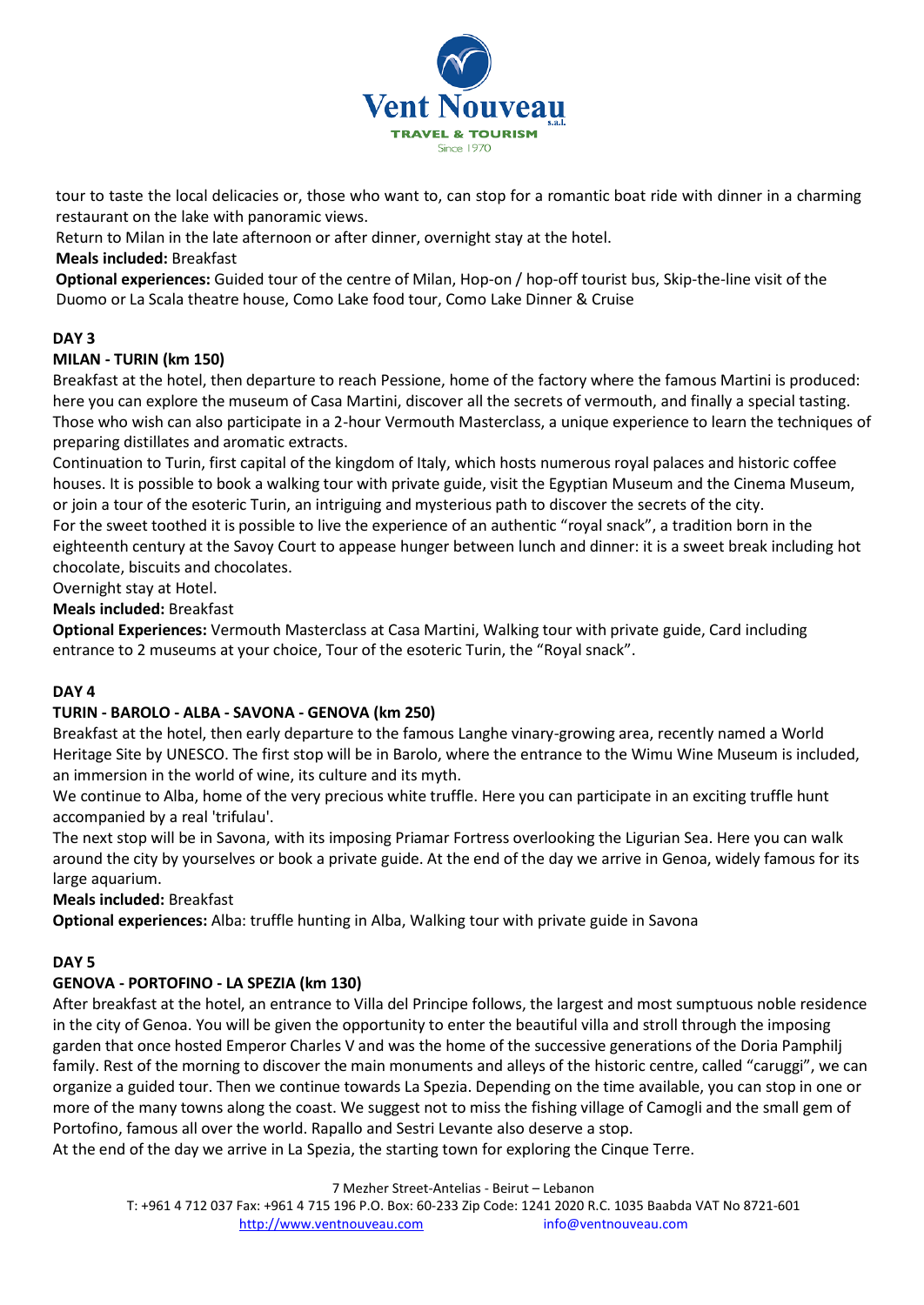tour to taste the local delicacies or, those who want to, can stop for a romantic boat ride with dinner in a charming restaurant on the lake with panoramic views.

Return to Milan in the late afternoon or after dinner, overnight stay at the hotel.

**Meals included:** Breakfast

**Optional experiences:** Guided tour of the centre of Milan, Hop-on / hop-off tourist bus, Skip-the-line visit of the Duomo or La Scala theatre house, Como Lake food tour, Como Lake Dinner & Cruise

**DAY 3**

**MILAN - TURIN (km 150)**

Breakfast at the hotel, then departure to reach Pessione, home of the factory where the famous Martini is produced: here you can explore the museum of Casa Martini, discover all the secrets of vermouth, and finally a special tasting. Those who wish can also participate in a 2-hour Vermouth Masterclass, a unique experience to learn the techniques of preparing distillates and aromatic extracts.

Continuation to Turin, first capital of the kingdom of Italy, which hosts numerous royal palaces and historic coffee houses. It is possible to book a walking tour with private guide, visit the Egyptian Museum and the Cinema Museum, or join a tour of the esoteric Turin, an intriguing and mysterious path to discover the secrets of the city.

For the sweet toothed it is possible to live the experience of an authentic "royal snack", a tradition born in the eighteenth century at the Savoy Court to appease hunger between lunch and dinner: it is a sweet break including hot chocolate, biscuits and chocolates.

Overnight stay at Hotel.

**Meals included:** Breakfast

**Optional Experiences:** Vermouth Masterclass at Casa Martini, Walking tour with private guide, Card including entrance to 2 museums at your choice, Tour of the esoteric Turin, the "Royal snack".

**DAY 4**

**TURIN - BAROLO - ALBA - SAVONA - GENOVA (km 250)**

Breakfast at the hotel, then early departure to the famous Langhe vinary-growing area, recently named a World Heritage Site by UNESCO. The first stop will be in Barolo, where the entrance to the Wimu Wine Museum is included, an immersion in the world of wine, its culture and its myth.

We continue to Alba, home of the very precious white truffle. Here you can participate in an exciting truffle hunt accompanied by a real 'trifulau'.

The next stop will be in Savona, with its imposing Priamar Fortress overlooking the Ligurian Sea. Here you can walk around the city by yourselves or book a private guide. At the end of the day we arrive in Genoa, widely famous for its large aquarium.

**Meals included:** Breakfast

**Optional experiences:** Alba: truffle hunting in Alba, Walking tour with private guide in Savona

**DAY 5**

**GENOVA - PORTOFINO - LA SPEZIA (km 130)**

After breakfast at the hotel, an entrance to Villa del Principe follows, the largest and most sumptuous noble residence in the city of Genoa. You will be given the opportunity to enter the beautiful villa and stroll through the imposing garden that once hosted Emperor Charles V and was the home of the successive generations of the Doria Pamphilj family. Rest of the morning to discover the main monuments and alleys of the historic centre, called "caruggi", we can organize a guided tour. Then we continue towards La Spezia. Depending on the time available, you can stop in one or more of the many towns along the coast. We suggest not to miss the fishing village of Camogli and the small gem of Portofino, famous all over the world. Rapallo and Sestri Levante also deserve a stop.

At the end of the day we arrive in La Spezia, the starting town for exploring the Cinque Terre.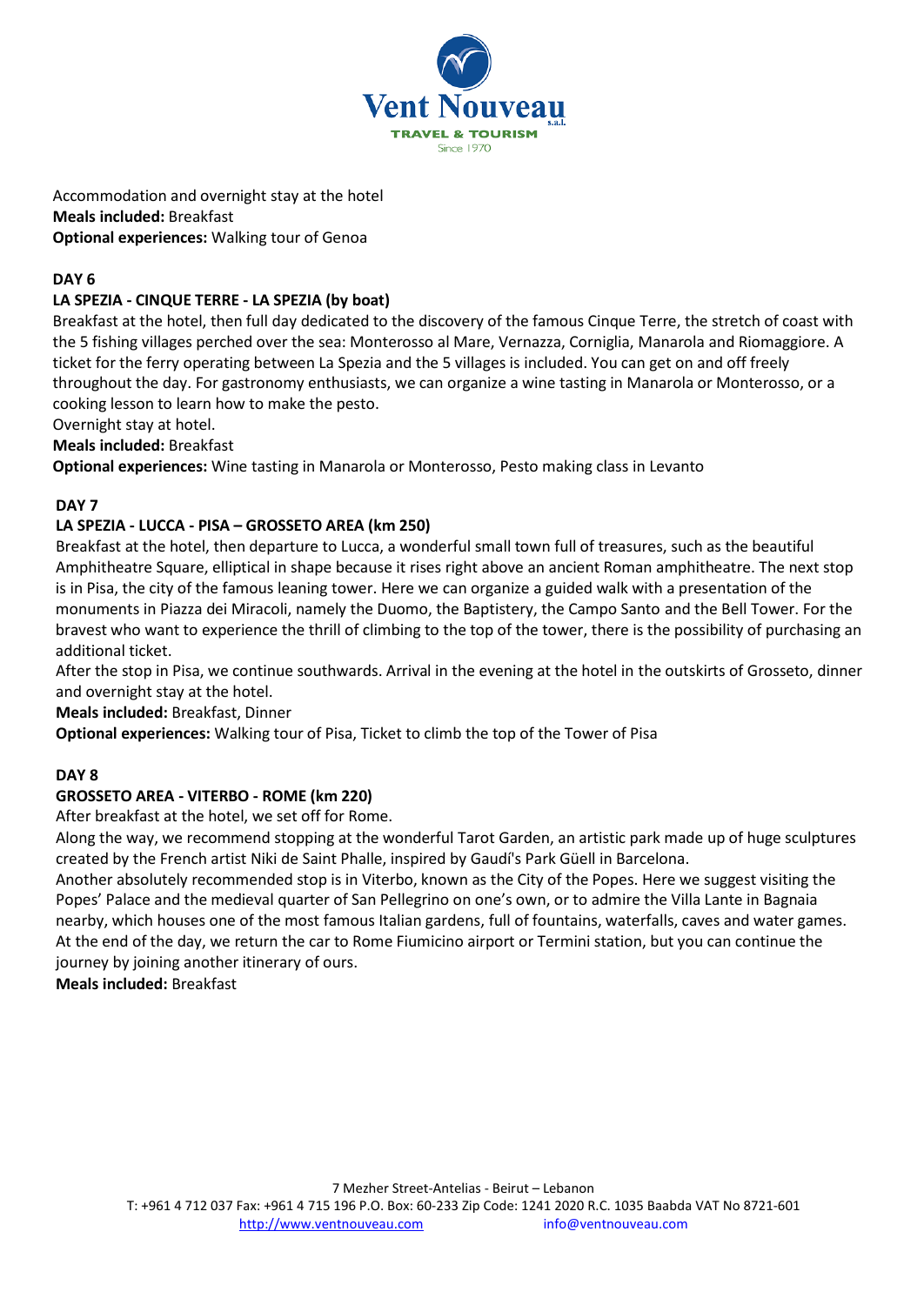Accommodation and overnight stay at the hotel
**Meals included:** Breakfast
**Optional experiences:** Walking tour of Genoa

**DAY 6**

**LA SPEZIA - CINQUE TERRE - LA SPEZIA (by boat)**

Breakfast at the hotel, then full day dedicated to the discovery of the famous Cinque Terre, the stretch of coast with the 5 fishing villages perched over the sea: Monterosso al Mare, Vernazza, Corniglia, Manarola and Riomaggiore. A ticket for the ferry operating between La Spezia and the 5 villages is included. You can get on and off freely throughout the day. For gastronomy enthusiasts, we can organize a wine tasting in Manarola or Monterosso, or a cooking lesson to learn how to make the pesto.
Overnight stay at hotel.
**Meals included:** Breakfast
**Optional experiences:** Wine tasting in Manarola or Monterosso, Pesto making class in Levanto

**DAY 7**

**LA SPEZIA - LUCCA - PISA – GROSSETO AREA (km 250)**

Breakfast at the hotel, then departure to Lucca, a wonderful small town full of treasures, such as the beautiful Amphitheatre Square, elliptical in shape because it rises right above an ancient Roman amphitheatre. The next stop is in Pisa, the city of the famous leaning tower. Here we can organize a guided walk with a presentation of the monuments in Piazza dei Miracoli, namely the Duomo, the Baptistery, the Campo Santo and the Bell Tower. For the bravest who want to experience the thrill of climbing to the top of the tower, there is the possibility of purchasing an additional ticket.
After the stop in Pisa, we continue southwards. Arrival in the evening at the hotel in the outskirts of Grosseto, dinner and overnight stay at the hotel.
**Meals included:** Breakfast, Dinner
**Optional experiences:** Walking tour of Pisa, Ticket to climb the top of the Tower of Pisa

**DAY 8**

**GROSSETO AREA - VITERBO - ROME (km 220)**

After breakfast at the hotel, we set off for Rome.
Along the way, we recommend stopping at the wonderful Tarot Garden, an artistic park made up of huge sculptures created by the French artist Niki de Saint Phalle, inspired by Gaudí's Park Güell in Barcelona.
Another absolutely recommended stop is in Viterbo, known as the City of the Popes. Here we suggest visiting the Popes' Palace and the medieval quarter of San Pellegrino on one's own, or to admire the Villa Lante in Bagnaia nearby, which houses one of the most famous Italian gardens, full of fountains, waterfalls, caves and water games.
At the end of the day, we return the car to Rome Fiumicino airport or Termini station, but you can continue the journey by joining another itinerary of ours.
**Meals included:** Breakfast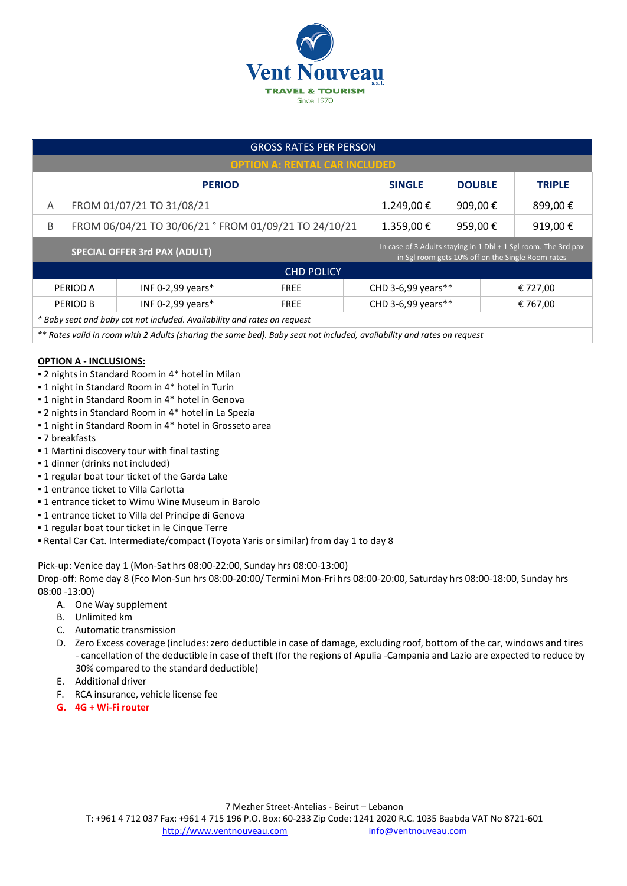Vent Nouveau s.a.l.

TRAVEL & TOURISM

Since 1970

| GROSS RATES PER PERSON | | | | |
|---|---|---|---|---|
| **OPTION A: RENTAL CAR INCLUDED** | | | | |
| | **PERIOD** | **SINGLE** | **DOUBLE** | **TRIPLE** |
| A | FROM 01/07/21 TO 31/08/21 | 1.249,00 € | 909,00 € | 899,00 € |
| B | FROM 06/04/21 TO 30/06/21 ° FROM 01/09/21 TO 24/10/21 | 1.359,00 € | 959,00 € | 919,00 € |
| | **SPECIAL OFFER 3rd PAX (ADULT)** | In case of 3 Adults staying in 1 Dbl + 1 Sgl room. The 3rd pax in Sgl room gets 10% off on the Single Room rates | | |

| CHD POLICY | | | | |
|---|---|---|---|---|
| PERIOD A | INF 0-2,99 years* | FREE | CHD 3-6,99 years** | € 727,00 |
| PERIOD B | INF 0-2,99 years* | FREE | CHD 3-6,99 years** | € 767,00 |

*\* Baby seat and baby cot not included. Availability and rates on request*

*\*\* Rates valid in room with 2 Adults (sharing the same bed). Baby seat not included, availability and rates on request*

**OPTION A - INCLUSIONS:**

- 2 nights in Standard Room in 4* hotel in Milan
- 1 night in Standard Room in 4* hotel in Turin
- 1 night in Standard Room in 4* hotel in Genova
- 2 nights in Standard Room in 4* hotel in La Spezia
- 1 night in Standard Room in 4* hotel in Grosseto area
- 7 breakfasts
- 1 Martini discovery tour with final tasting
- 1 dinner (drinks not included)
- 1 regular boat tour ticket of the Garda Lake
- 1 entrance ticket to Villa Carlotta
- 1 entrance ticket to Wimu Wine Museum in Barolo
- 1 entrance ticket to Villa del Principe di Genova
- 1 regular boat tour ticket in le Cinque Terre
- Rental Car Cat. Intermediate/compact (Toyota Yaris or similar) from day 1 to day 8

Pick-up: Venice day 1 (Mon-Sat hrs 08:00-22:00, Sunday hrs 08:00-13:00)
Drop-off: Rome day 8 (Fco Mon-Sun hrs 08:00-20:00/ Termini Mon-Fri hrs 08:00-20:00, Saturday hrs 08:00-18:00, Sunday hrs 08:00 -13:00)

A. One Way supplement
B. Unlimited km
C. Automatic transmission
D. Zero Excess coverage (includes: zero deductible in case of damage, excluding roof, bottom of the car, windows and tires - cancellation of the deductible in case of theft (for the regions of Apulia -Campania and Lazio are expected to reduce by 30% compared to the standard deductible)
E. Additional driver
F. RCA insurance, vehicle license fee
G. **4G + Wi-Fi router**

7 Mezher Street-Antelias - Beirut – Lebanon
T: +961 4 712 037 Fax: +961 4 715 196 P.O. Box: 60-233 Zip Code: 1241 2020 R.C. 1035 Baabda VAT No 8721-601
http://www.ventnouveau.com info@ventnouveau.com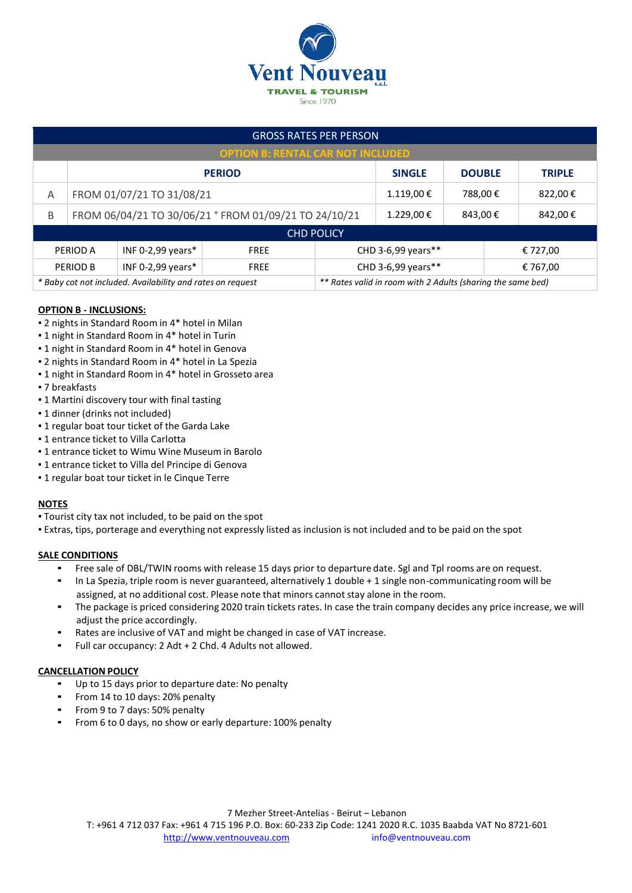Vent Nouveau
s.a.l.
TRAVEL & TOURISM
Since 1970

| GROSS RATES PER PERSON | | | | | | |
|---|---|---|---|---|---|---|
| **OPTION B: RENTAL CAR NOT INCLUDED** | | | | | | |
| | **PERIOD** | | | **SINGLE** | **DOUBLE** | **TRIPLE** |
| A | FROM 01/07/21 TO 31/08/21 | | | 1.119,00 € | 788,00 € | 822,00 € |
| B | FROM 06/04/21 TO 30/06/21 ° FROM 01/09/21 TO 24/10/21 | | | 1.229,00 € | 843,00 € | 842,00 € |
| CHD POLICY | | | | | | |
| PERIOD A | INF 0-2,99 years* | FREE | CHD 3-6,99 years** | | € 727,00 | |
| PERIOD B | INF 0-2,99 years* | FREE | CHD 3-6,99 years** | | € 767,00 | |
| *\* Baby cot not included. Availability and rates on request* | | | *\*\* Rates valid in room with 2 Adults (sharing the same bed)* | | | |

**OPTION B - INCLUSIONS:**

- 2 nights in Standard Room in 4* hotel in Milan
- 1 night in Standard Room in 4* hotel in Turin
- 1 night in Standard Room in 4* hotel in Genova
- 2 nights in Standard Room in 4* hotel in La Spezia
- 1 night in Standard Room in 4* hotel in Grosseto area
- 7 breakfasts
- 1 Martini discovery tour with final tasting
- 1 dinner (drinks not included)
- 1 regular boat tour ticket of the Garda Lake
- 1 entrance ticket to Villa Carlotta
- 1 entrance ticket to Wimu Wine Museum in Barolo
- 1 entrance ticket to Villa del Principe di Genova
- 1 regular boat tour ticket in le Cinque Terre

**NOTES**

- Tourist city tax not included, to be paid on the spot
- Extras, tips, porterage and everything not expressly listed as inclusion is not included and to be paid on the spot

**SALE CONDITIONS**

- Free sale of DBL/TWIN rooms with release 15 days prior to departure date. Sgl and Tpl rooms are on request.
- In La Spezia, triple room is never guaranteed, alternatively 1 double + 1 single non-communicating room will be assigned, at no additional cost. Please note that minors cannot stay alone in the room.
- The package is priced considering 2020 train tickets rates. In case the train company decides any price increase, we will adjust the price accordingly.
- Rates are inclusive of VAT and might be changed in case of VAT increase.
- Full car occupancy: 2 Adt + 2 Chd. 4 Adults not allowed.

**CANCELLATION POLICY**

- Up to 15 days prior to departure date: No penalty
- From 14 to 10 days: 20% penalty
- From 9 to 7 days: 50% penalty
- From 6 to 0 days, no show or early departure: 100% penalty

7 Mezher Street-Antelias - Beirut – Lebanon
T: +961 4 712 037 Fax: +961 4 715 196 P.O. Box: 60-233 Zip Code: 1241 2020 R.C. 1035 Baabda VAT No 8721-601
http://www.ventnouveau.com info@ventnouveau.com